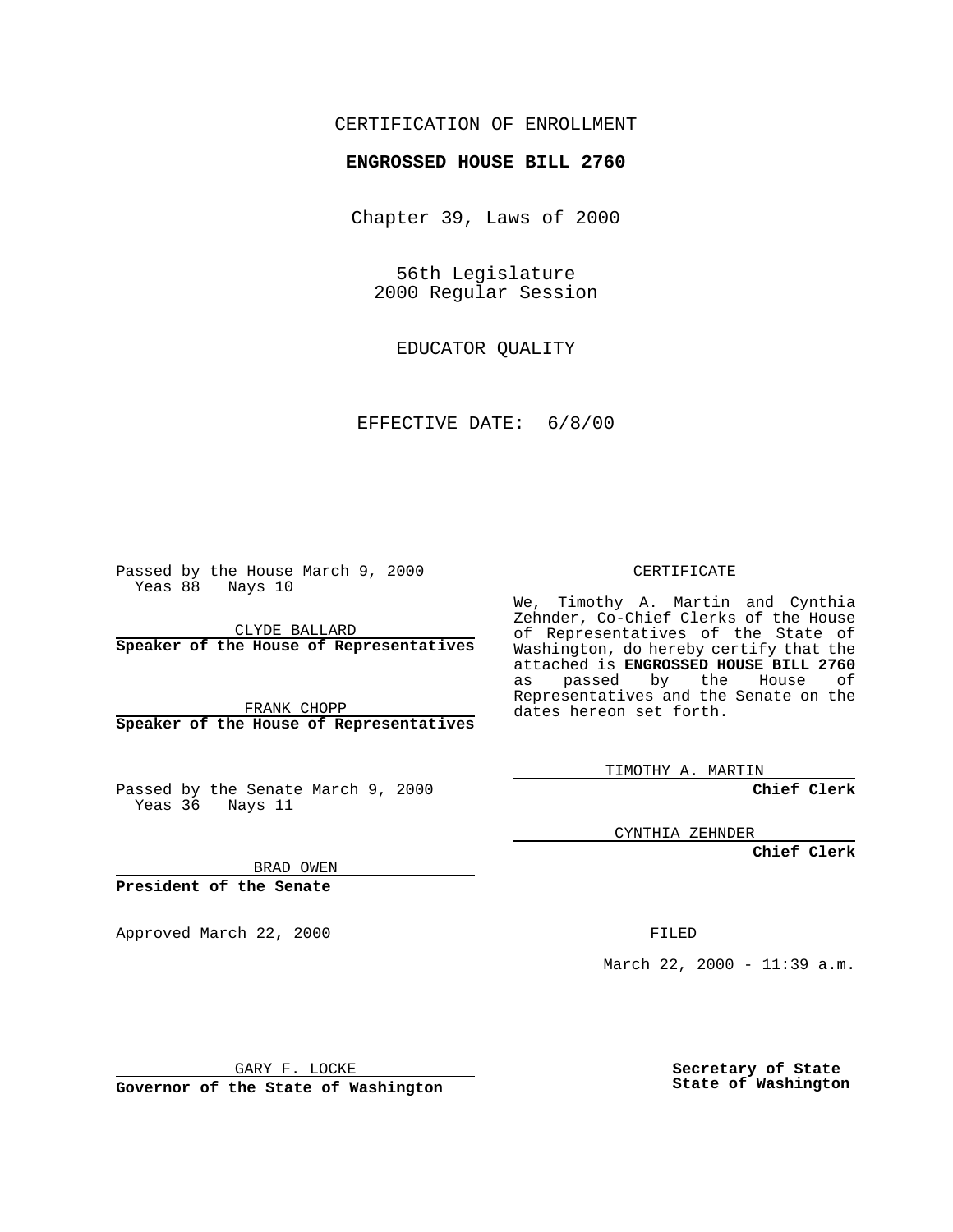CERTIFICATION OF ENROLLMENT

**ENGROSSED HOUSE BILL 2760**

Chapter 39, Laws of 2000

56th Legislature
2000 Regular Session

EDUCATOR QUALITY

EFFECTIVE DATE: 6/8/00

Passed by the House March 9, 2000
Yeas 88 Nays 10

CLYDE BALLARD
**Speaker of the House of Representatives**

FRANK CHOPP
**Speaker of the House of Representatives**

Passed by the Senate March 9, 2000
Yeas 36 Nays 11

BRAD OWEN
**President of the Senate**

Approved March 22, 2000

GARY F. LOCKE
**Governor of the State of Washington**

CERTIFICATE

We, Timothy A. Martin and Cynthia Zehnder, Co-Chief Clerks of the House of Representatives of the State of Washington, do hereby certify that the attached is **ENGROSSED HOUSE BILL 2760** as passed by the House of Representatives and the Senate on the dates hereon set forth.

TIMOTHY A. MARTIN
**Chief Clerk**

CYNTHIA ZEHNDER
**Chief Clerk**

FILED

March 22, 2000 - 11:39 a.m.

**Secretary of State**
**State of Washington**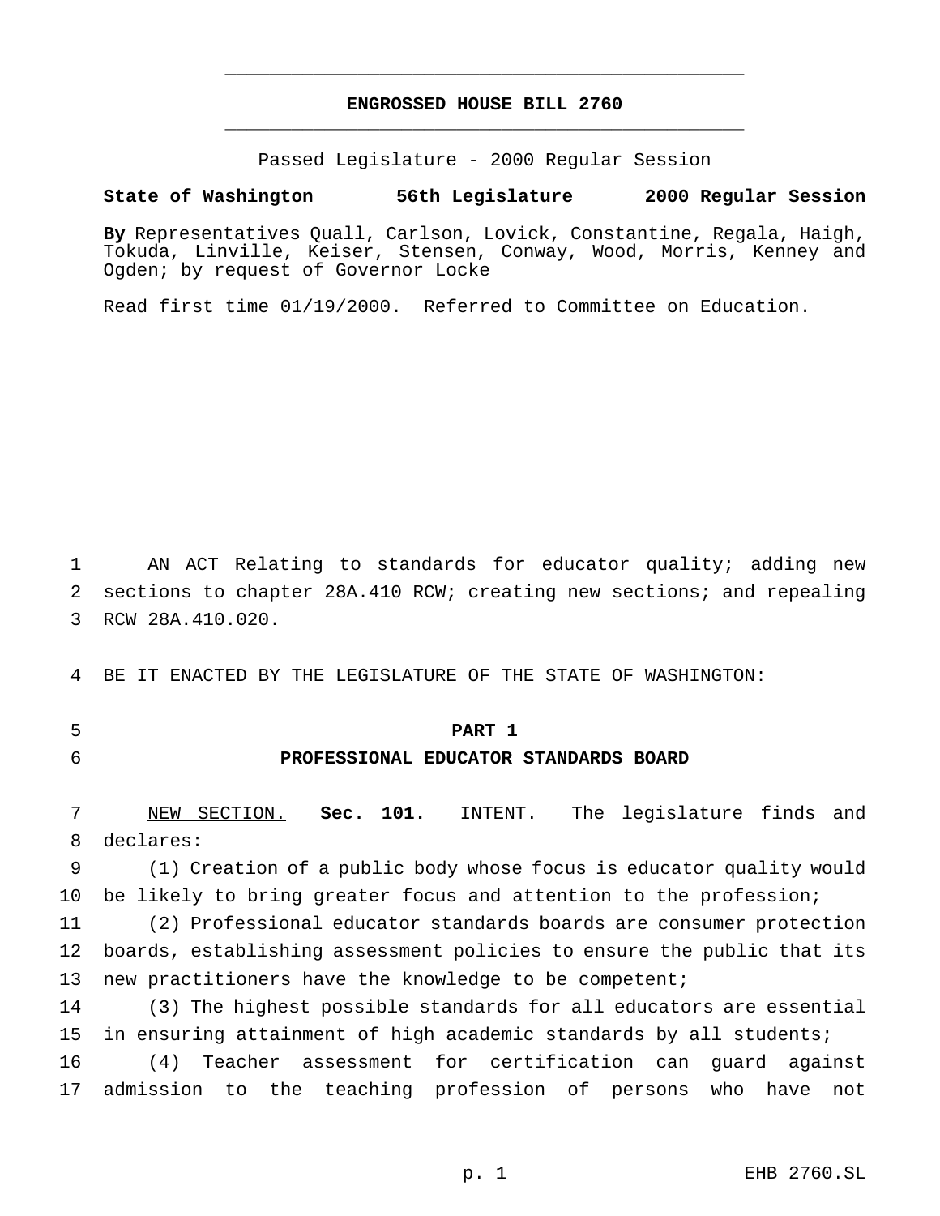**ENGROSSED HOUSE BILL 2760**

Passed Legislature - 2000 Regular Session

**State of Washington 56th Legislature 2000 Regular Session**

**By** Representatives Quall, Carlson, Lovick, Constantine, Regala, Haigh, Tokuda, Linville, Keiser, Stensen, Conway, Wood, Morris, Kenney and Ogden; by request of Governor Locke

Read first time 01/19/2000. Referred to Committee on Education.

AN ACT Relating to standards for educator quality; adding new sections to chapter 28A.410 RCW; creating new sections; and repealing RCW 28A.410.020.

BE IT ENACTED BY THE LEGISLATURE OF THE STATE OF WASHINGTON:

**PART 1**

**PROFESSIONAL EDUCATOR STANDARDS BOARD**

NEW SECTION. **Sec. 101.** INTENT. The legislature finds and declares:

(1) Creation of a public body whose focus is educator quality would be likely to bring greater focus and attention to the profession;

(2) Professional educator standards boards are consumer protection boards, establishing assessment policies to ensure the public that its new practitioners have the knowledge to be competent;

(3) The highest possible standards for all educators are essential in ensuring attainment of high academic standards by all students;

(4) Teacher assessment for certification can guard against admission to the teaching profession of persons who have not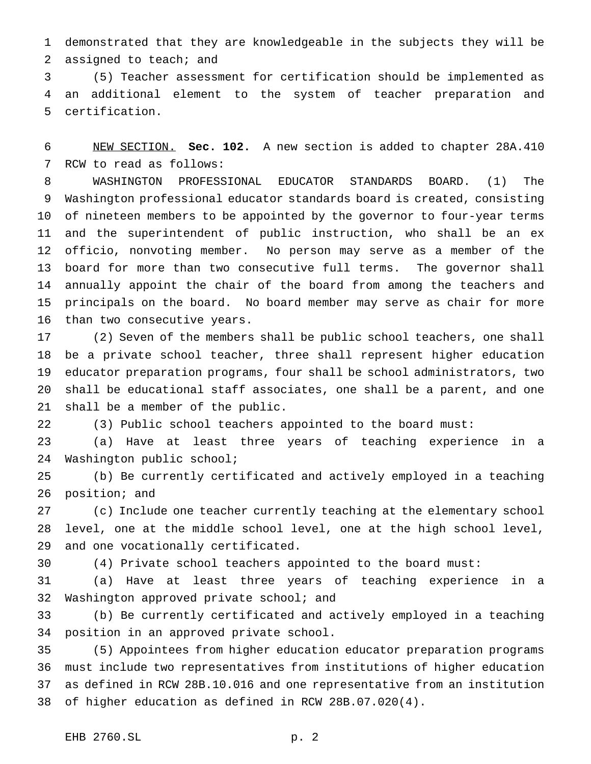demonstrated that they are knowledgeable in the subjects they will be assigned to teach; and

(5) Teacher assessment for certification should be implemented as an additional element to the system of teacher preparation and certification.

NEW SECTION. **Sec. 102.** A new section is added to chapter 28A.410 RCW to read as follows:

WASHINGTON PROFESSIONAL EDUCATOR STANDARDS BOARD. (1) The Washington professional educator standards board is created, consisting of nineteen members to be appointed by the governor to four-year terms and the superintendent of public instruction, who shall be an ex officio, nonvoting member. No person may serve as a member of the board for more than two consecutive full terms. The governor shall annually appoint the chair of the board from among the teachers and principals on the board. No board member may serve as chair for more than two consecutive years.

(2) Seven of the members shall be public school teachers, one shall be a private school teacher, three shall represent higher education educator preparation programs, four shall be school administrators, two shall be educational staff associates, one shall be a parent, and one shall be a member of the public.

(3) Public school teachers appointed to the board must:

(a) Have at least three years of teaching experience in a Washington public school;

(b) Be currently certificated and actively employed in a teaching position; and

(c) Include one teacher currently teaching at the elementary school level, one at the middle school level, one at the high school level, and one vocationally certificated.

(4) Private school teachers appointed to the board must:

(a) Have at least three years of teaching experience in a Washington approved private school; and

(b) Be currently certificated and actively employed in a teaching position in an approved private school.

(5) Appointees from higher education educator preparation programs must include two representatives from institutions of higher education as defined in RCW 28B.10.016 and one representative from an institution of higher education as defined in RCW 28B.07.020(4).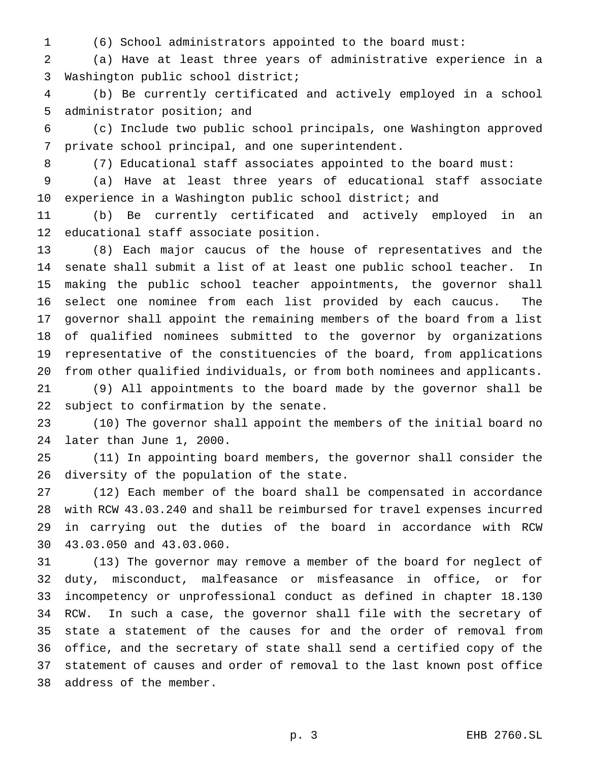(6) School administrators appointed to the board must:

(a) Have at least three years of administrative experience in a Washington public school district;

(b) Be currently certificated and actively employed in a school administrator position; and

(c) Include two public school principals, one Washington approved private school principal, and one superintendent.

(7) Educational staff associates appointed to the board must:

(a) Have at least three years of educational staff associate experience in a Washington public school district; and

(b) Be currently certificated and actively employed in an educational staff associate position.

(8) Each major caucus of the house of representatives and the senate shall submit a list of at least one public school teacher. In making the public school teacher appointments, the governor shall select one nominee from each list provided by each caucus. The governor shall appoint the remaining members of the board from a list of qualified nominees submitted to the governor by organizations representative of the constituencies of the board, from applications from other qualified individuals, or from both nominees and applicants.

(9) All appointments to the board made by the governor shall be subject to confirmation by the senate.

(10) The governor shall appoint the members of the initial board no later than June 1, 2000.

(11) In appointing board members, the governor shall consider the diversity of the population of the state.

(12) Each member of the board shall be compensated in accordance with RCW 43.03.240 and shall be reimbursed for travel expenses incurred in carrying out the duties of the board in accordance with RCW 43.03.050 and 43.03.060.

(13) The governor may remove a member of the board for neglect of duty, misconduct, malfeasance or misfeasance in office, or for incompetency or unprofessional conduct as defined in chapter 18.130 RCW. In such a case, the governor shall file with the secretary of state a statement of the causes for and the order of removal from office, and the secretary of state shall send a certified copy of the statement of causes and order of removal to the last known post office address of the member.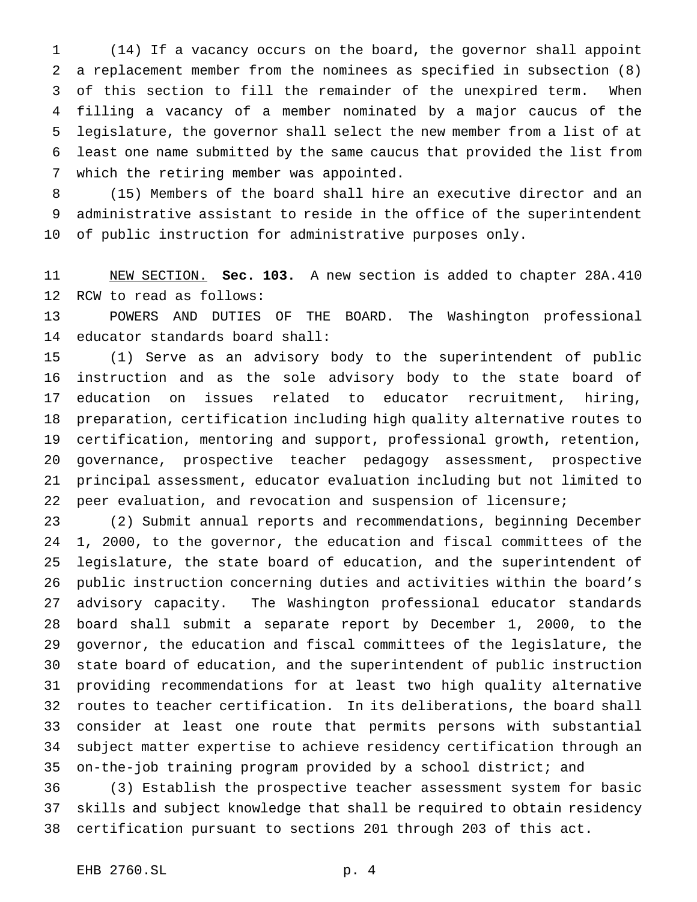(14) If a vacancy occurs on the board, the governor shall appoint a replacement member from the nominees as specified in subsection (8) of this section to fill the remainder of the unexpired term. When filling a vacancy of a member nominated by a major caucus of the legislature, the governor shall select the new member from a list of at least one name submitted by the same caucus that provided the list from which the retiring member was appointed.

(15) Members of the board shall hire an executive director and an administrative assistant to reside in the office of the superintendent of public instruction for administrative purposes only.

NEW SECTION. **Sec. 103.** A new section is added to chapter 28A.410 RCW to read as follows:

POWERS AND DUTIES OF THE BOARD. The Washington professional educator standards board shall:

(1) Serve as an advisory body to the superintendent of public instruction and as the sole advisory body to the state board of education on issues related to educator recruitment, hiring, preparation, certification including high quality alternative routes to certification, mentoring and support, professional growth, retention, governance, prospective teacher pedagogy assessment, prospective principal assessment, educator evaluation including but not limited to peer evaluation, and revocation and suspension of licensure;

(2) Submit annual reports and recommendations, beginning December 1, 2000, to the governor, the education and fiscal committees of the legislature, the state board of education, and the superintendent of public instruction concerning duties and activities within the board's advisory capacity. The Washington professional educator standards board shall submit a separate report by December 1, 2000, to the governor, the education and fiscal committees of the legislature, the state board of education, and the superintendent of public instruction providing recommendations for at least two high quality alternative routes to teacher certification. In its deliberations, the board shall consider at least one route that permits persons with substantial subject matter expertise to achieve residency certification through an on-the-job training program provided by a school district; and

(3) Establish the prospective teacher assessment system for basic skills and subject knowledge that shall be required to obtain residency certification pursuant to sections 201 through 203 of this act.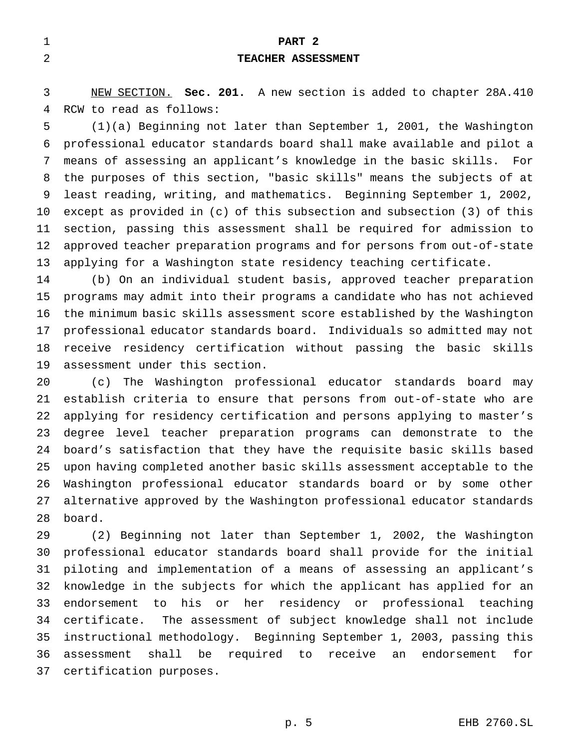**PART 2**

**TEACHER ASSESSMENT**

NEW SECTION. **Sec. 201.** A new section is added to chapter 28A.410 RCW to read as follows:

(1)(a) Beginning not later than September 1, 2001, the Washington professional educator standards board shall make available and pilot a means of assessing an applicant's knowledge in the basic skills. For the purposes of this section, "basic skills" means the subjects of at least reading, writing, and mathematics. Beginning September 1, 2002, except as provided in (c) of this subsection and subsection (3) of this section, passing this assessment shall be required for admission to approved teacher preparation programs and for persons from out-of-state applying for a Washington state residency teaching certificate.

(b) On an individual student basis, approved teacher preparation programs may admit into their programs a candidate who has not achieved the minimum basic skills assessment score established by the Washington professional educator standards board. Individuals so admitted may not receive residency certification without passing the basic skills assessment under this section.

(c) The Washington professional educator standards board may establish criteria to ensure that persons from out-of-state who are applying for residency certification and persons applying to master's degree level teacher preparation programs can demonstrate to the board's satisfaction that they have the requisite basic skills based upon having completed another basic skills assessment acceptable to the Washington professional educator standards board or by some other alternative approved by the Washington professional educator standards board.

(2) Beginning not later than September 1, 2002, the Washington professional educator standards board shall provide for the initial piloting and implementation of a means of assessing an applicant's knowledge in the subjects for which the applicant has applied for an endorsement to his or her residency or professional teaching certificate. The assessment of subject knowledge shall not include instructional methodology. Beginning September 1, 2003, passing this assessment shall be required to receive an endorsement for certification purposes.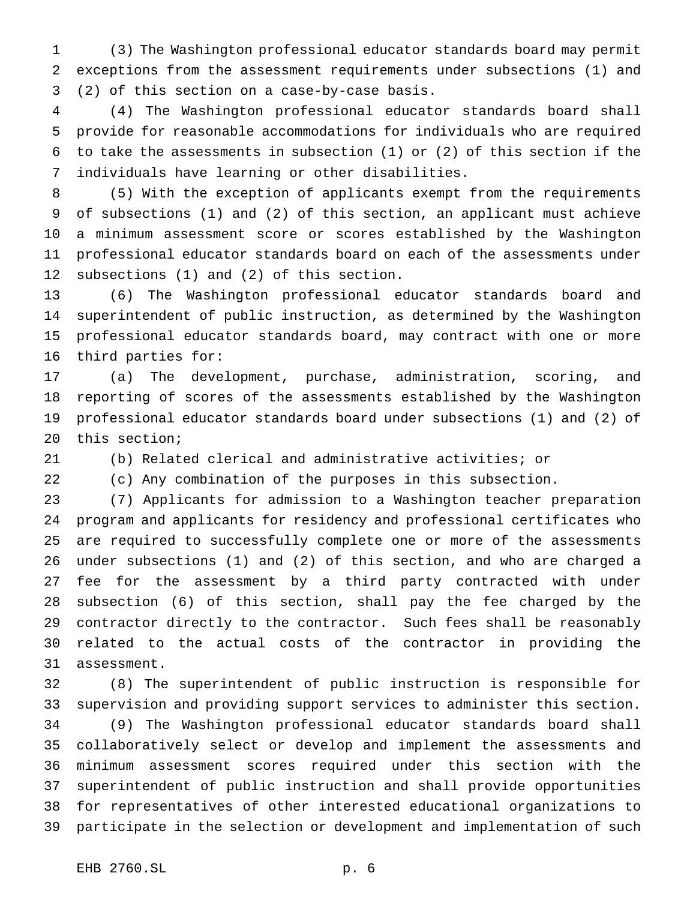(3) The Washington professional educator standards board may permit exceptions from the assessment requirements under subsections (1) and (2) of this section on a case-by-case basis.

(4) The Washington professional educator standards board shall provide for reasonable accommodations for individuals who are required to take the assessments in subsection (1) or (2) of this section if the individuals have learning or other disabilities.

(5) With the exception of applicants exempt from the requirements of subsections (1) and (2) of this section, an applicant must achieve a minimum assessment score or scores established by the Washington professional educator standards board on each of the assessments under subsections (1) and (2) of this section.

(6) The Washington professional educator standards board and superintendent of public instruction, as determined by the Washington professional educator standards board, may contract with one or more third parties for:

(a) The development, purchase, administration, scoring, and reporting of scores of the assessments established by the Washington professional educator standards board under subsections (1) and (2) of this section;

(b) Related clerical and administrative activities; or

(c) Any combination of the purposes in this subsection.

(7) Applicants for admission to a Washington teacher preparation program and applicants for residency and professional certificates who are required to successfully complete one or more of the assessments under subsections (1) and (2) of this section, and who are charged a fee for the assessment by a third party contracted with under subsection (6) of this section, shall pay the fee charged by the contractor directly to the contractor. Such fees shall be reasonably related to the actual costs of the contractor in providing the assessment.

(8) The superintendent of public instruction is responsible for supervision and providing support services to administer this section.

(9) The Washington professional educator standards board shall collaboratively select or develop and implement the assessments and minimum assessment scores required under this section with the superintendent of public instruction and shall provide opportunities for representatives of other interested educational organizations to participate in the selection or development and implementation of such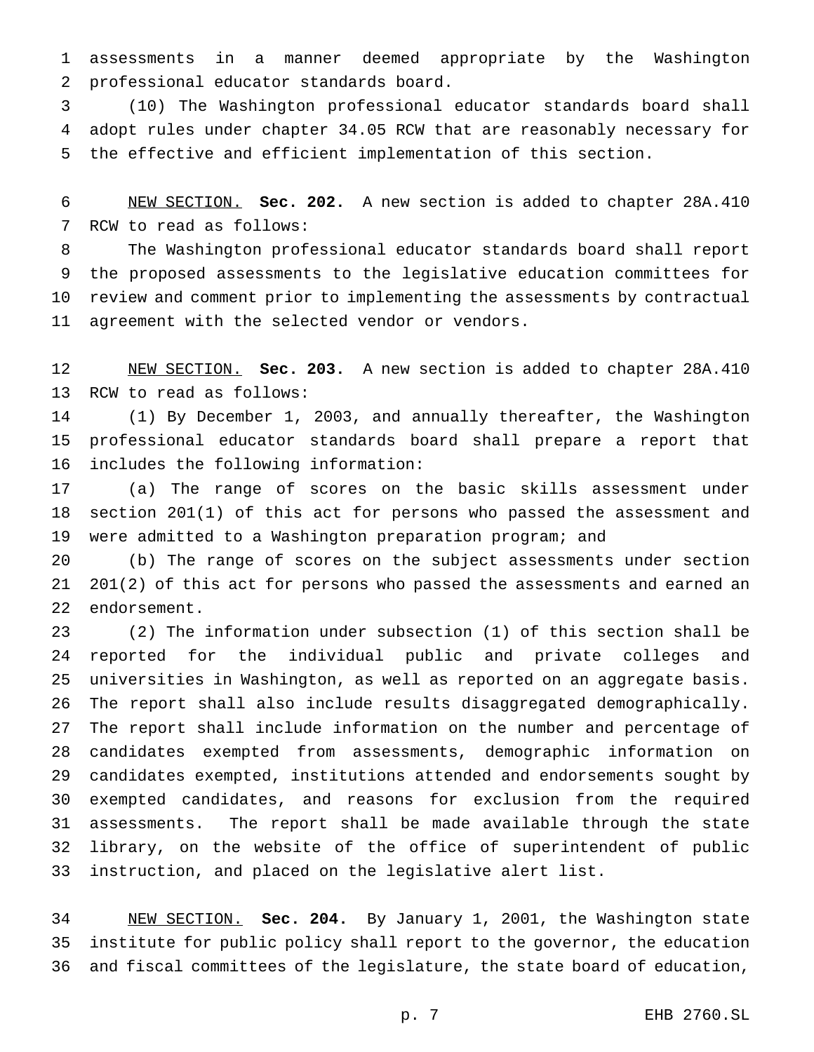assessments in a manner deemed appropriate by the Washington professional educator standards board.

(10) The Washington professional educator standards board shall adopt rules under chapter 34.05 RCW that are reasonably necessary for the effective and efficient implementation of this section.

NEW SECTION. **Sec. 202.** A new section is added to chapter 28A.410 RCW to read as follows:

The Washington professional educator standards board shall report the proposed assessments to the legislative education committees for review and comment prior to implementing the assessments by contractual agreement with the selected vendor or vendors.

NEW SECTION. **Sec. 203.** A new section is added to chapter 28A.410 RCW to read as follows:

(1) By December 1, 2003, and annually thereafter, the Washington professional educator standards board shall prepare a report that includes the following information:

(a) The range of scores on the basic skills assessment under section 201(1) of this act for persons who passed the assessment and were admitted to a Washington preparation program; and

(b) The range of scores on the subject assessments under section 201(2) of this act for persons who passed the assessments and earned an endorsement.

(2) The information under subsection (1) of this section shall be reported for the individual public and private colleges and universities in Washington, as well as reported on an aggregate basis. The report shall also include results disaggregated demographically. The report shall include information on the number and percentage of candidates exempted from assessments, demographic information on candidates exempted, institutions attended and endorsements sought by exempted candidates, and reasons for exclusion from the required assessments. The report shall be made available through the state library, on the website of the office of superintendent of public instruction, and placed on the legislative alert list.

NEW SECTION. **Sec. 204.** By January 1, 2001, the Washington state institute for public policy shall report to the governor, the education and fiscal committees of the legislature, the state board of education,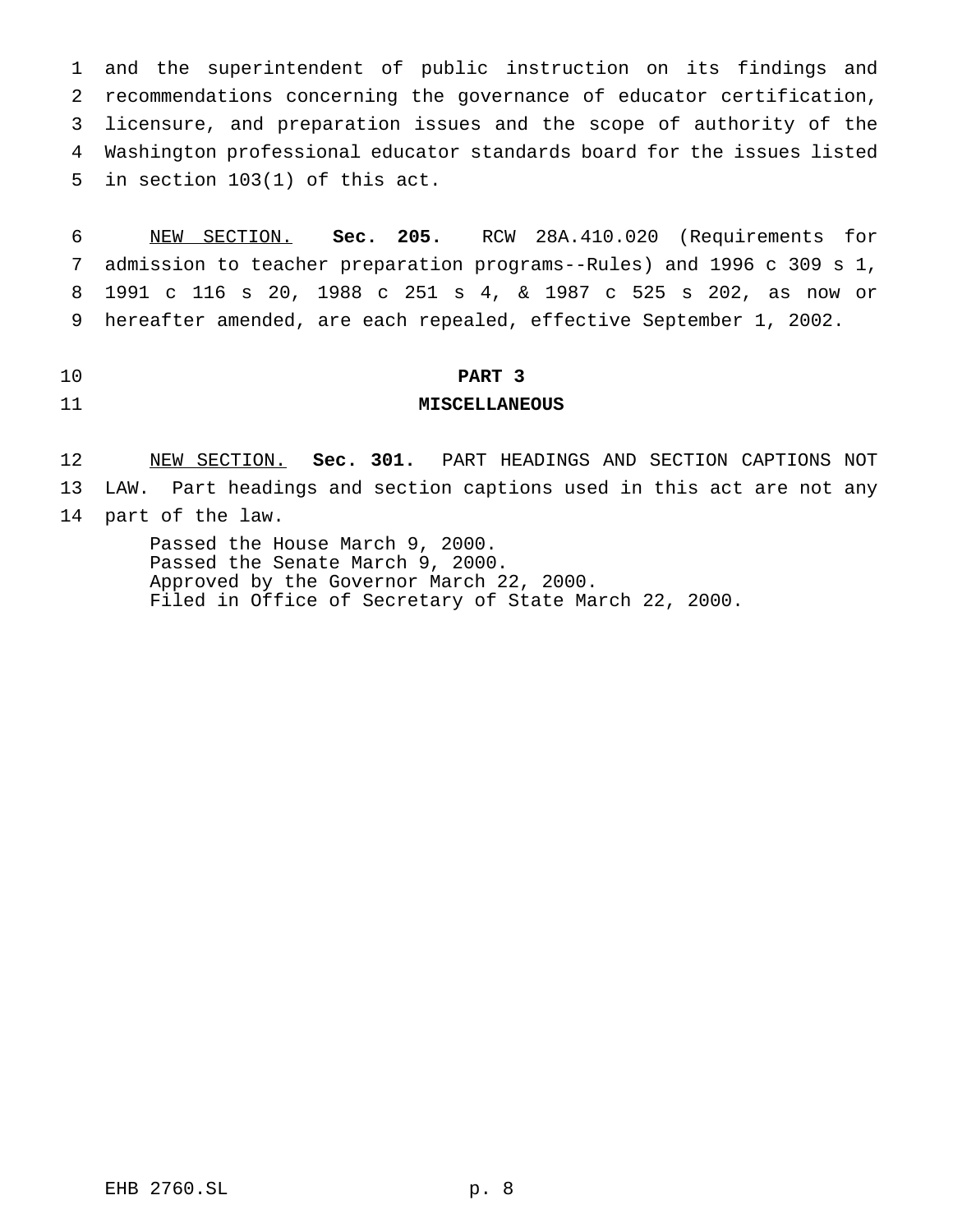and the superintendent of public instruction on its findings and recommendations concerning the governance of educator certification, licensure, and preparation issues and the scope of authority of the Washington professional educator standards board for the issues listed in section 103(1) of this act.

NEW SECTION. **Sec. 205.** RCW 28A.410.020 (Requirements for admission to teacher preparation programs--Rules) and 1996 c 309 s 1, 1991 c 116 s 20, 1988 c 251 s 4, & 1987 c 525 s 202, as now or hereafter amended, are each repealed, effective September 1, 2002.

**PART 3**

**MISCELLANEOUS**

NEW SECTION. **Sec. 301.** PART HEADINGS AND SECTION CAPTIONS NOT LAW. Part headings and section captions used in this act are not any part of the law.

Passed the House March 9, 2000.
Passed the Senate March 9, 2000.
Approved by the Governor March 22, 2000.
Filed in Office of Secretary of State March 22, 2000.